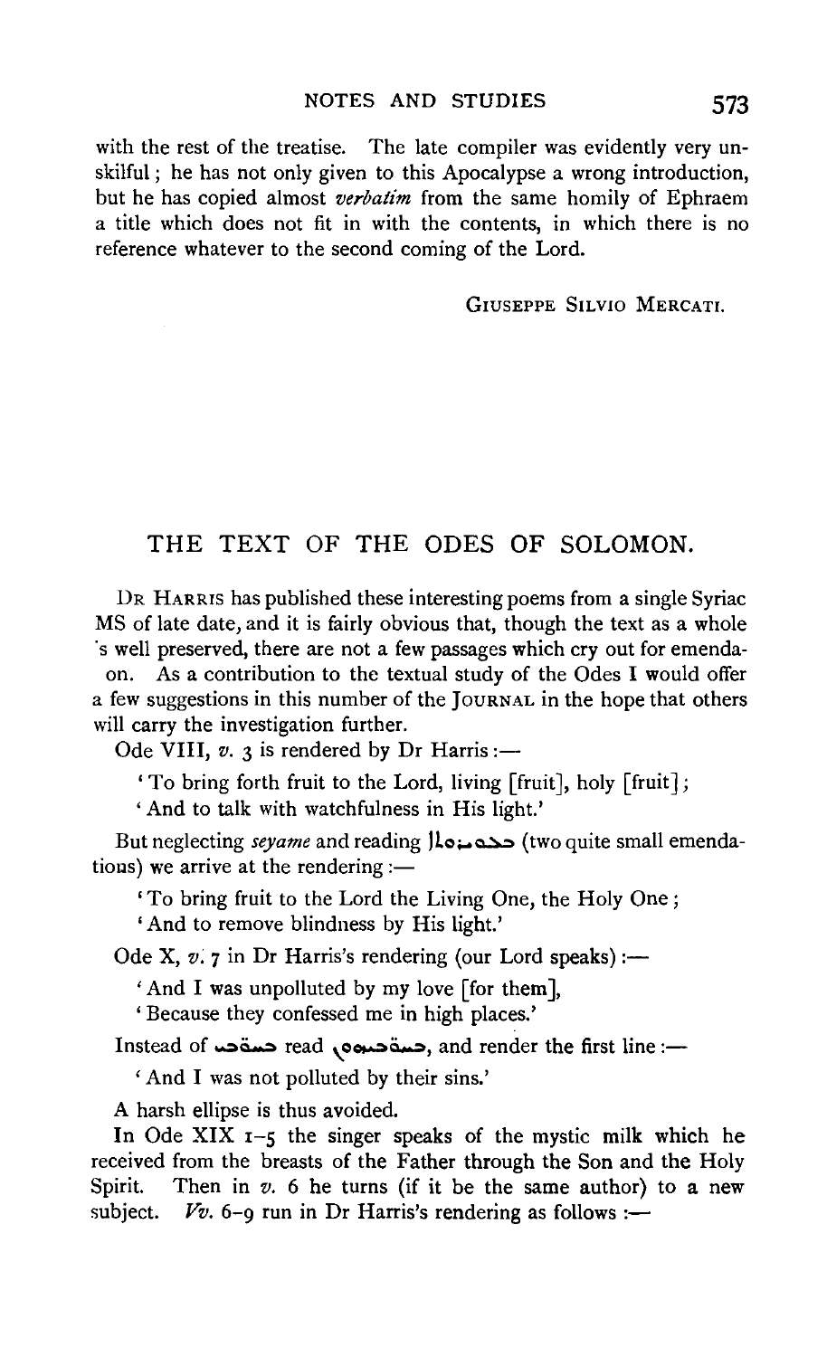with the rest of the treatise. The late compiler was evidently very unskilful; he has not only given to this Apocalypse a wrong introduction, but he has copied almost *verbatim* from the same homily of Ephraem a title which does not fit in with the contents, in which there is no reference whatever to the second coming of the Lord.

GIUSEPPE SILVIO MERCATI.

## THE TEXT OF THE ODES OF SOLOMON.

DR HARRIS has published these interesting poems from a single Syriac MS of late date, and it is fairly obvious that, though the text as a whole is well preserved, there are not a few passages which cry out for emendation. As a contribution to the textual study of the Odes I would offer a few suggestions in this number of the JOURNAL in the hope that others will carry the investigation further.

Ode VIII, *v.* 3 is rendered by Dr Harris :—

> 'To bring forth fruit to the Lord, living [fruit], holy [fruit];
> 'And to talk with watchfulness in His light.'

But neglecting *seyame* and reading ܠܡܥܒܪܘ ܣܡܝܘܬܐ (two quite small emendations) we arrive at the rendering :—

> 'To bring fruit to the Lord the Living One, the Holy One;
> 'And to remove blindness by His light.'

Ode X, *v.* 7 in Dr Harris's rendering (our Lord speaks) :—

> 'And I was unpolluted by my love [for them],
> 'Because they confessed me in high places.'

Instead of ܒܚܘܒܝ read ܒܚܘܒܝܗܘܢ, and render the first line :—

> 'And I was not polluted by their sins.'

A harsh ellipse is thus avoided.

In Ode XIX 1–5 the singer speaks of the mystic milk which he received from the breasts of the Father through the Son and the Holy Spirit. Then in *v.* 6 he turns (if it be the same author) to a new subject. *Vv.* 6–9 run in Dr Harris's rendering as follows :—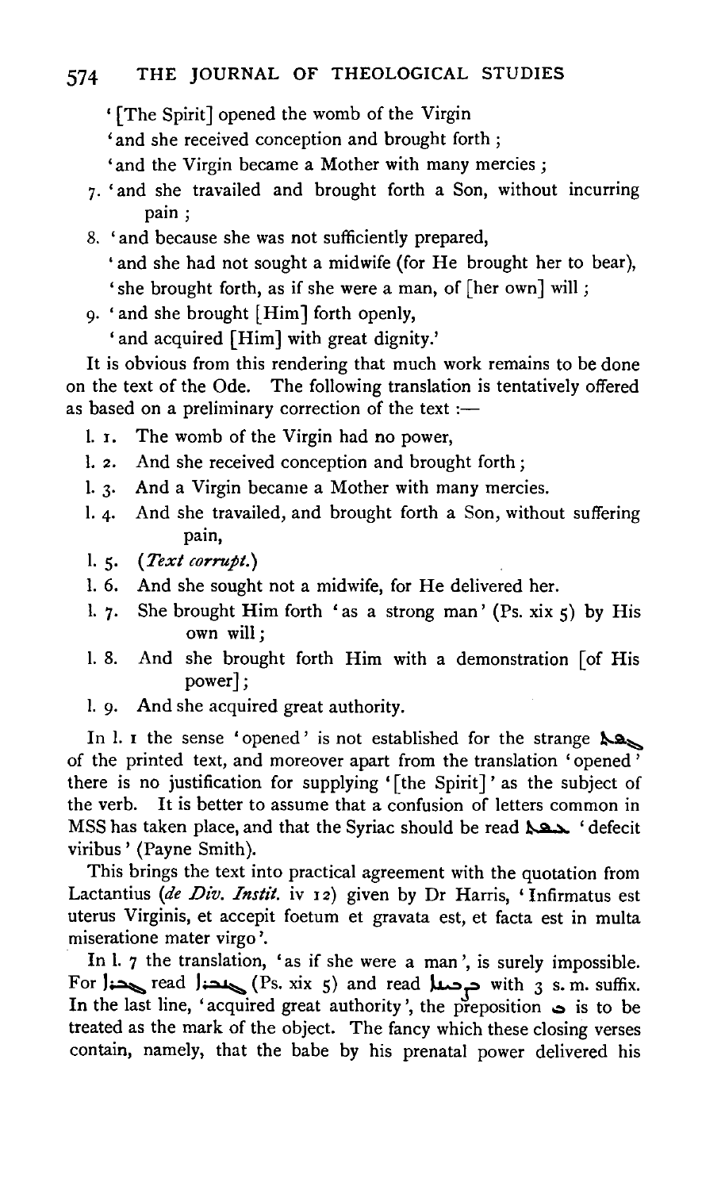'[The Spirit] opened the womb of the Virgin

'and she received conception and brought forth;

'and the Virgin became a Mother with many mercies;

7. 'and she travailed and brought forth a Son, without incurring pain;

8. 'and because she was not sufficiently prepared,

   'and she had not sought a midwife (for He brought her to bear),

   'she brought forth, as if she were a man, of [her own] will;

9. 'and she brought [Him] forth openly,

   'and acquired [Him] with great dignity.'

It is obvious from this rendering that much work remains to be done on the text of the Ode. The following translation is tentatively offered as based on a preliminary correction of the text :—

l. 1. The womb of the Virgin had no power,

l. 2. And she received conception and brought forth;

l. 3. And a Virgin became a Mother with many mercies.

l. 4. And she travailed, and brought forth a Son, without suffering pain,

l. 5. (*Text corrupt.*)

l. 6. And she sought not a midwife, for He delivered her.

l. 7. She brought Him forth 'as a strong man' (Ps. xix 5) by His own will;

l. 8. And she brought forth Him with a demonstration [of His power];

l. 9. And she acquired great authority.

In l. 1 the sense 'opened' is not established for the strange ܦܬܚ of the printed text, and moreover apart from the translation 'opened' there is no justification for supplying '[the Spirit]' as the subject of the verb. It is better to assume that a confusion of letters common in MSS has taken place, and that the Syriac should be read ܡܚܠ 'defecit viribus' (Payne Smith).

This brings the text into practical agreement with the quotation from Lactantius (*de Div. Instit.* iv 12) given by Dr Harris, 'Infirmatus est uterus Virginis, et accepit foetum et gravata est, et facta est in multa miseratione mater virgo'.

In l. 7 the translation, 'as if she were a man', is surely impossible. For ܐܝܟ ܓܒܪܐ read ܐܝܟ ܓܢܒܪܐ (Ps. xix 5) and read ܒܨܒܝܢܗ with 3 s. m. suffix. In the last line, 'acquired great authority', the preposition ܒ is to be treated as the mark of the object. The fancy which these closing verses contain, namely, that the babe by his prenatal power delivered his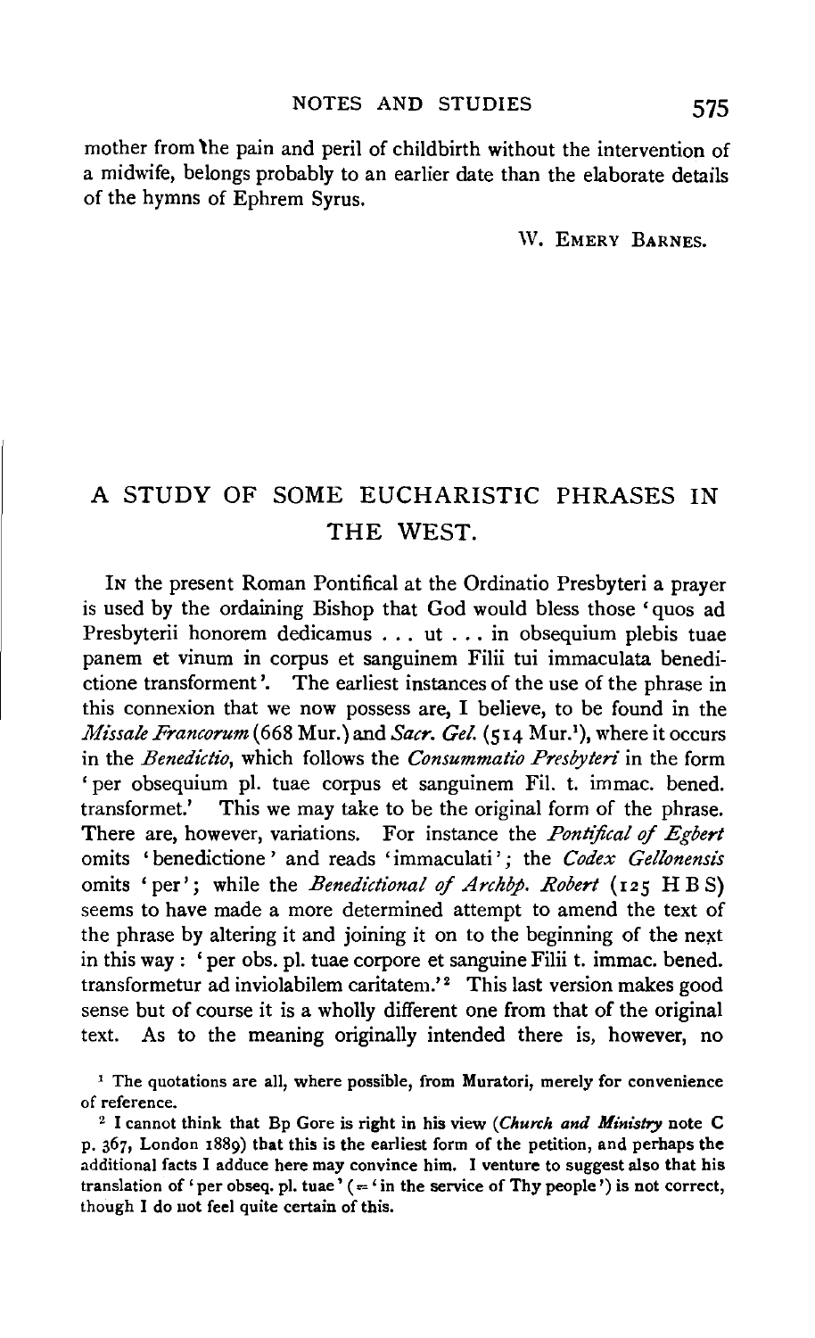mother from the pain and peril of childbirth without the intervention of a midwife, belongs probably to an earlier date than the elaborate details of the hymns of Ephrem Syrus.

W. EMERY BARNES.

## A STUDY OF SOME EUCHARISTIC PHRASES IN THE WEST.

IN the present Roman Pontifical at the Ordinatio Presbyteri a prayer is used by the ordaining Bishop that God would bless those 'quos ad Presbyterii honorem dedicamus . . . ut . . . in obsequium plebis tuae panem et vinum in corpus et sanguinem Filii tui immaculata benedictione transforment'. The earliest instances of the use of the phrase in this connexion that we now possess are, I believe, to be found in the *Missale Francorum* (668 Mur.) and *Sacr. Gel.* (514 Mur.[1]), where it occurs in the *Benedictio*, which follows the *Consummatio Presbyteri* in the form 'per obsequium pl. tuae corpus et sanguinem Fil. t. immac. bened. transformet.' This we may take to be the original form of the phrase. There are, however, variations. For instance the *Pontifical of Egbert* omits 'benedictione' and reads 'immaculati'; the *Codex Gellonensis* omits 'per'; while the *Benedictional of Archbp. Robert* (125 H B S) seems to have made a more determined attempt to amend the text of the phrase by altering it and joining it on to the beginning of the next in this way: 'per obs. pl. tuae corpore et sanguine Filii t. immac. bened. transformetur ad inviolabilem caritatem.'[2] This last version makes good sense but of course it is a wholly different one from that of the original text. As to the meaning originally intended there is, however, no

[1] The quotations are all, where possible, from Muratori, merely for convenience of reference.

[2] I cannot think that Bp Gore is right in his view (*Church and Ministry* note C p. 367, London 1889) that this is the earliest form of the petition, and perhaps the additional facts I adduce here may convince him. I venture to suggest also that his translation of 'per obseq. pl. tuae' (= 'in the service of Thy people') is not correct, though I do not feel quite certain of this.